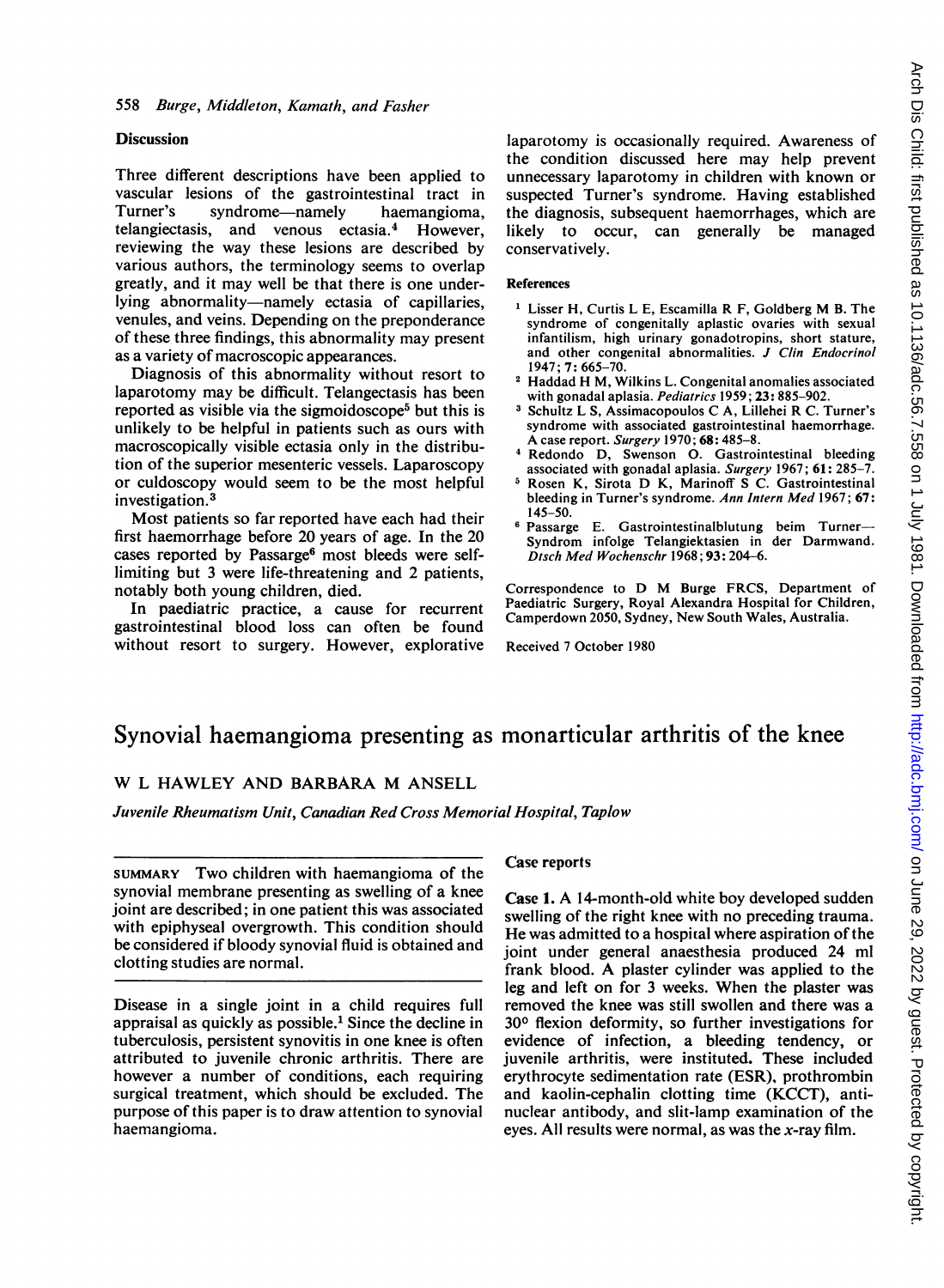## Discussion

Three different descriptions have been applied to vascular lesions of the gastrointestinal tract in Turner's syndrome—namely haemangioma, telangiectasis, and venous ectasia.[4] However, reviewing the way these lesions are described by various authors, the terminology seems to overlap greatly, and it may well be that there is one underlying abnormality—namely ectasia of capillaries, venules, and veins. Depending on the preponderance of these three findings, this abnormality may present as a variety of macroscopic appearances.

Diagnosis of this abnormality without resort to laparotomy may be difficult. Telangectasis has been reported as visible via the sigmoidoscope[5] but this is unlikely to be helpful in patients such as ours with macroscopically visible ectasia only in the distribution of the superior mesenteric vessels. Laparoscopy or culdoscopy would seem to be the most helpful investigation.[3]

Most patients so far reported have each had their first haemorrhage before 20 years of age. In the 20 cases reported by Passarge[6] most bleeds were self-limiting but 3 were life-threatening and 2 patients, notably both young children, died.

In paediatric practice, a cause for recurrent gastrointestinal blood loss can often be found without resort to surgery. However, explorative laparotomy is occasionally required. Awareness of the condition discussed here may help prevent unnecessary laparotomy in children with known or suspected Turner's syndrome. Having established the diagnosis, subsequent haemorrhages, which are likely to occur, can generally be managed conservatively.

### References

1. Lisser H, Curtis L E, Escamilla R F, Goldberg M B. The syndrome of congenitally aplastic ovaries with sexual infantilism, high urinary gonadotropins, short stature, and other congenital abnormalities. *J Clin Endocrinol* 1947; **7**: 665–70.
2. Haddad H M, Wilkins L. Congenital anomalies associated with gonadal aplasia. *Pediatrics* 1959; **23**: 885–902.
3. Schultz L S, Assimacopoulos C A, Lillehei R C. Turner's syndrome with associated gastrointestinal haemorrhage. A case report. *Surgery* 1970; **68**: 485–8.
4. Redondo D, Swenson O. Gastrointestinal bleeding associated with gonadal aplasia. *Surgery* 1967; **61**: 285–7.
5. Rosen K, Sirota D K, Marinoff S C. Gastrointestinal bleeding in Turner's syndrome. *Ann Intern Med* 1967; **67**: 145–50.
6. Passarge E. Gastrointestinalblutung beim Turner—Syndrom infolge Telangiektasien in der Darmwand. *Dtsch Med Wochenschr* 1968; **93**: 204–6.

Correspondence to D M Burge FRCS, Department of Paediatric Surgery, Royal Alexandra Hospital for Children, Camperdown 2050, Sydney, New South Wales, Australia.

Received 7 October 1980

# Synovial haemangioma presenting as monarticular arthritis of the knee

W L HAWLEY AND BARBARA M ANSELL

*Juvenile Rheumatism Unit, Canadian Red Cross Memorial Hospital, Taplow*

SUMMARY Two children with haemangioma of the synovial membrane presenting as swelling of a knee joint are described; in one patient this was associated with epiphyseal overgrowth. This condition should be considered if bloody synovial fluid is obtained and clotting studies are normal.

Disease in a single joint in a child requires full appraisal as quickly as possible.[1] Since the decline in tuberculosis, persistent synovitis in one knee is often attributed to juvenile chronic arthritis. There are however a number of conditions, each requiring surgical treatment, which should be excluded. The purpose of this paper is to draw attention to synovial haemangioma.

## Case reports

**Case 1.** A 14-month-old white boy developed sudden swelling of the right knee with no preceding trauma. He was admitted to a hospital where aspiration of the joint under general anaesthesia produced 24 ml frank blood. A plaster cylinder was applied to the leg and left on for 3 weeks. When the plaster was removed the knee was still swollen and there was a 30° flexion deformity, so further investigations for evidence of infection, a bleeding tendency, or juvenile arthritis, were instituted. These included erythrocyte sedimentation rate (ESR), prothrombin and kaolin-cephalin clotting time (KCCT), antinuclear antibody, and slit-lamp examination of the eyes. All results were normal, as was the *x*-ray film.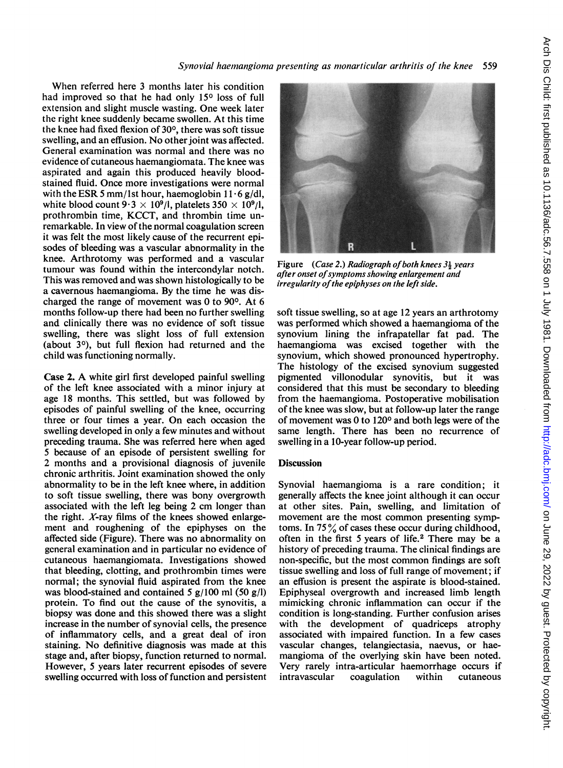When referred here 3 months later his condition had improved so that he had only 15° loss of full extension and slight muscle wasting. One week later the right knee suddenly became swollen. At this time the knee had fixed flexion of 30°, there was soft tissue swelling, and an effusion. No other joint was affected. General examination was normal and there was no evidence of cutaneous haemangiomata. The knee was aspirated and again this produced heavily blood-stained fluid. Once more investigations were normal with the ESR 5 mm/1st hour, haemoglobin 11·6 g/dl, white blood count $9 \cdot 3 \times 10^9$/l, platelets $350 \times 10^9$/l, prothrombin time, KCCT, and thrombin time unremarkable. In view of the normal coagulation screen it was felt the most likely cause of the recurrent episodes of bleeding was a vascular abnormality in the knee. Arthrotomy was performed and a vascular tumour was found within the intercondylar notch. This was removed and was shown histologically to be a cavernous haemangioma. By the time he was discharged the range of movement was 0 to 90°. At 6 months follow-up there had been no further swelling and clinically there was no evidence of soft tissue swelling, there was slight loss of full extension (about 3°), but full flexion had returned and the child was functioning normally.

**Case 2.** A white girl first developed painful swelling of the left knee associated with a minor injury at age 18 months. This settled, but was followed by episodes of painful swelling of the knee, occurring three or four times a year. On each occasion the swelling developed in only a few minutes and without preceding trauma. She was referred here when aged 5 because of an episode of persistent swelling for 2 months and a provisional diagnosis of juvenile chronic arthritis. Joint examination showed the only abnormality to be in the left knee where, in addition to soft tissue swelling, there was bony overgrowth associated with the left leg being 2 cm longer than the right. *X*-ray films of the knees showed enlargement and roughening of the epiphyses on the affected side (Figure). There was no abnormality on general examination and in particular no evidence of cutaneous haemangiomata. Investigations showed that bleeding, clotting, and prothrombin times were normal; the synovial fluid aspirated from the knee was blood-stained and contained 5 g/100 ml (50 g/l) protein. To find out the cause of the synovitis, a biopsy was done and this showed there was a slight increase in the number of synovial cells, the presence of inflammatory cells, and a great deal of iron staining. No definitive diagnosis was made at this stage and, after biopsy, function returned to normal. However, 5 years later recurrent episodes of severe swelling occurred with loss of function and persistent soft tissue swelling, so at age 12 years an arthrotomy was performed which showed a haemangioma of the synovium lining the infrapatellar fat pad. The haemangioma was excised together with the synovium, which showed pronounced hypertrophy. The histology of the excised synovium suggested pigmented villonodular synovitis, but it was considered that this must be secondary to bleeding from the haemangioma. Postoperative mobilisation of the knee was slow, but at follow-up later the range of movement was 0 to 120° and both legs were of the same length. There has been no recurrence of swelling in a 10-year follow-up period.

*Figure (Case 2.) Radiograph of both knees 3½ years after onset of symptoms showing enlargement and irregularity of the epiphyses on the left side.*

## Discussion

Synovial haemangioma is a rare condition; it generally affects the knee joint although it can occur at other sites. Pain, swelling, and limitation of movement are the most common presenting symptoms. In 75% of cases these occur during childhood, often in the first 5 years of life.[2] There may be a history of preceding trauma. The clinical findings are non-specific, but the most common findings are soft tissue swelling and loss of full range of movement; if an effusion is present the aspirate is blood-stained. Epiphyseal overgrowth and increased limb length mimicking chronic inflammation can occur if the condition is long-standing. Further confusion arises with the development of quadriceps atrophy associated with impaired function. In a few cases vascular changes, telangiectasia, naevus, or haemangioma of the overlying skin have been noted. Very rarely intra-articular haemorrhage occurs if intravascular coagulation within cutaneous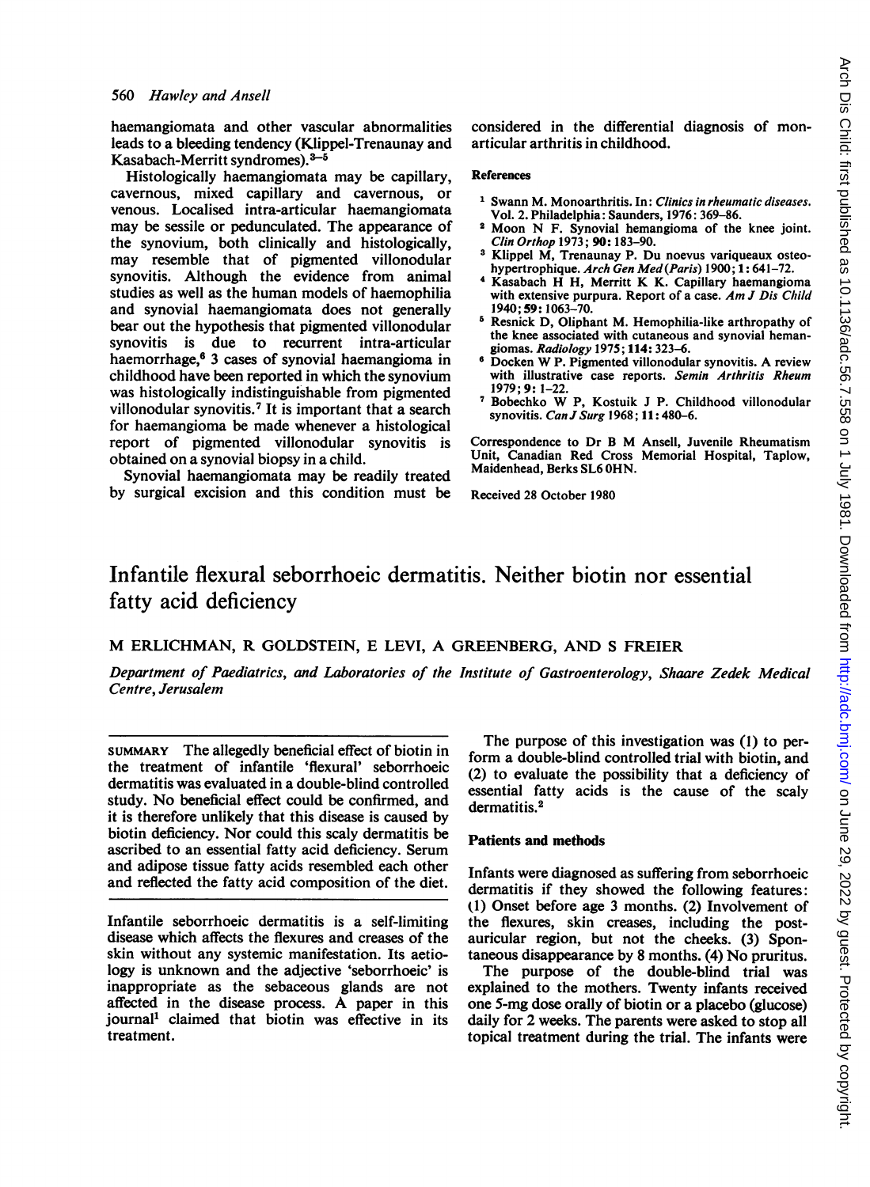haemangiomata and other vascular abnormalities leads to a bleeding tendency (Klippel-Trenaunay and Kasabach-Merritt syndromes).[3-5]

Histologically haemangiomata may be capillary, cavernous, mixed capillary and cavernous, or venous. Localised intra-articular haemangiomata may be sessile or pedunculated. The appearance of the synovium, both clinically and histologically, may resemble that of pigmented villonodular synovitis. Although the evidence from animal studies as well as the human models of haemophilia and synovial haemangiomata does not generally bear out the hypothesis that pigmented villonodular synovitis is due to recurrent intra-articular haemorrhage,[6] 3 cases of synovial haemangioma in childhood have been reported in which the synovium was histologically indistinguishable from pigmented villonodular synovitis.[7] It is important that a search for haemangioma be made whenever a histological report of pigmented villonodular synovitis is obtained on a synovial biopsy in a child.

Synovial haemangiomata may be readily treated by surgical excision and this condition must be considered in the differential diagnosis of monarticular arthritis in childhood.

#### References

1. Swann M. Monoarthritis. In: *Clinics in rheumatic diseases.* Vol. 2. Philadelphia: Saunders, 1976: 369–86.
2. Moon N F. Synovial hemangioma of the knee joint. *Clin Orthop* 1973; **90**: 183–90.
3. Klippel M, Trenaunay P. Du noevus variqueaux osteohypertrophique. *Arch Gen Med (Paris)* 1900; **1**: 641–72.
4. Kasabach H H, Merritt K K. Capillary haemangioma with extensive purpura. Report of a case. *Am J Dis Child* 1940; **59**: 1063–70.
5. Resnick D, Oliphant M. Hemophilia-like arthropathy of the knee associated with cutaneous and synovial hemangiomas. *Radiology* 1975; **114**: 323–6.
6. Docken W P. Pigmented villonodular synovitis. A review with illustrative case reports. *Semin Arthritis Rheum* 1979; **9**: 1–22.
7. Bobechko W P, Kostuik J P. Childhood villonodular synovitis. *Can J Surg* 1968; **11**: 480–6.

Correspondence to Dr B M Ansell, Juvenile Rheumatism Unit, Canadian Red Cross Memorial Hospital, Taplow, Maidenhead, Berks SL6 0HN.

Received 28 October 1980

# Infantile flexural seborrhoeic dermatitis. Neither biotin nor essential fatty acid deficiency

**M ERLICHMAN, R GOLDSTEIN, E LEVI, A GREENBERG, AND S FREIER**

*Department of Paediatrics, and Laboratories of the Institute of Gastroenterology, Shaare Zedek Medical Centre, Jerusalem*

SUMMARY The allegedly beneficial effect of biotin in the treatment of infantile 'flexural' seborrhoeic dermatitis was evaluated in a double-blind controlled study. No beneficial effect could be confirmed, and it is therefore unlikely that this disease is caused by biotin deficiency. Nor could this scaly dermatitis be ascribed to an essential fatty acid deficiency. Serum and adipose tissue fatty acids resembled each other and reflected the fatty acid composition of the diet.

Infantile seborrhoeic dermatitis is a self-limiting disease which affects the flexures and creases of the skin without any systemic manifestation. Its aetiology is unknown and the adjective 'seborrhoeic' is inappropriate as the sebaceous glands are not affected in the disease process. A paper in this journal[1] claimed that biotin was effective in its treatment.

The purpose of this investigation was (1) to perform a double-blind controlled trial with biotin, and (2) to evaluate the possibility that a deficiency of essential fatty acids is the cause of the scaly dermatitis.[2]

## Patients and methods

Infants were diagnosed as suffering from seborrhoeic dermatitis if they showed the following features: (1) Onset before age 3 months. (2) Involvement of the flexures, skin creases, including the postauricular region, but not the cheeks. (3) Spontaneous disappearance by 8 months. (4) No pruritus.

The purpose of the double-blind trial was explained to the mothers. Twenty infants received one 5-mg dose orally of biotin or a placebo (glucose) daily for 2 weeks. The parents were asked to stop all topical treatment during the trial. The infants were